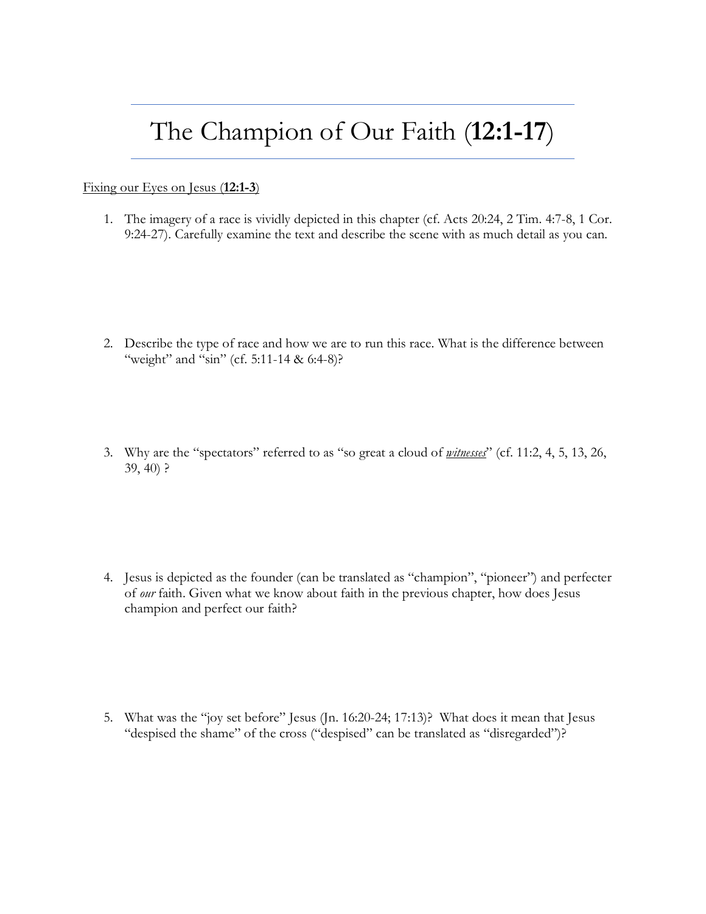# The Champion of Our Faith (**12:1-17**)

<u>Fixing our Eyes on Jesus (**12:1-3**)</u>

1. The imagery of a race is vividly depicted in this chapter (cf. Acts 20:24, 2 Tim. 4:7-8, 1 Cor. 9:24-27). Carefully examine the text and describe the scene with as much detail as you can.

2. Describe the type of race and how we are to run this race. What is the difference between "weight" and "sin" (cf. 5:11-14 & 6:4-8)?

3. Why are the "spectators" referred to as "so great a cloud of <u>*witnesses*</u>" (cf. 11:2, 4, 5, 13, 26, 39, 40) ?

4. Jesus is depicted as the founder (can be translated as "champion", "pioneer") and perfecter of *our* faith. Given what we know about faith in the previous chapter, how does Jesus champion and perfect our faith?

5. What was the "joy set before" Jesus (Jn. 16:20-24; 17:13)? What does it mean that Jesus "despised the shame" of the cross ("despised" can be translated as "disregarded")?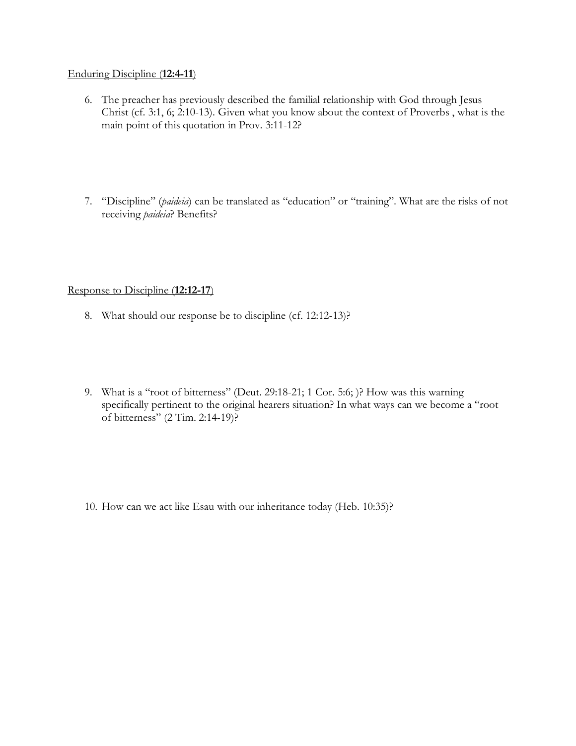<u>Enduring Discipline (**12:4-11**)</u>

6. The preacher has previously described the familial relationship with God through Jesus Christ (cf. 3:1, 6; 2:10-13). Given what you know about the context of Proverbs , what is the main point of this quotation in Prov. 3:11-12?

7. "Discipline" (*paideia*) can be translated as "education" or "training". What are the risks of not receiving *paideia*? Benefits?

<u>Response to Discipline (**12:12-17**)</u>

8. What should our response be to discipline (cf. 12:12-13)?

9. What is a "root of bitterness" (Deut. 29:18-21; 1 Cor. 5:6; )? How was this warning specifically pertinent to the original hearers situation? In what ways can we become a "root of bitterness" (2 Tim. 2:14-19)?

10. How can we act like Esau with our inheritance today (Heb. 10:35)?